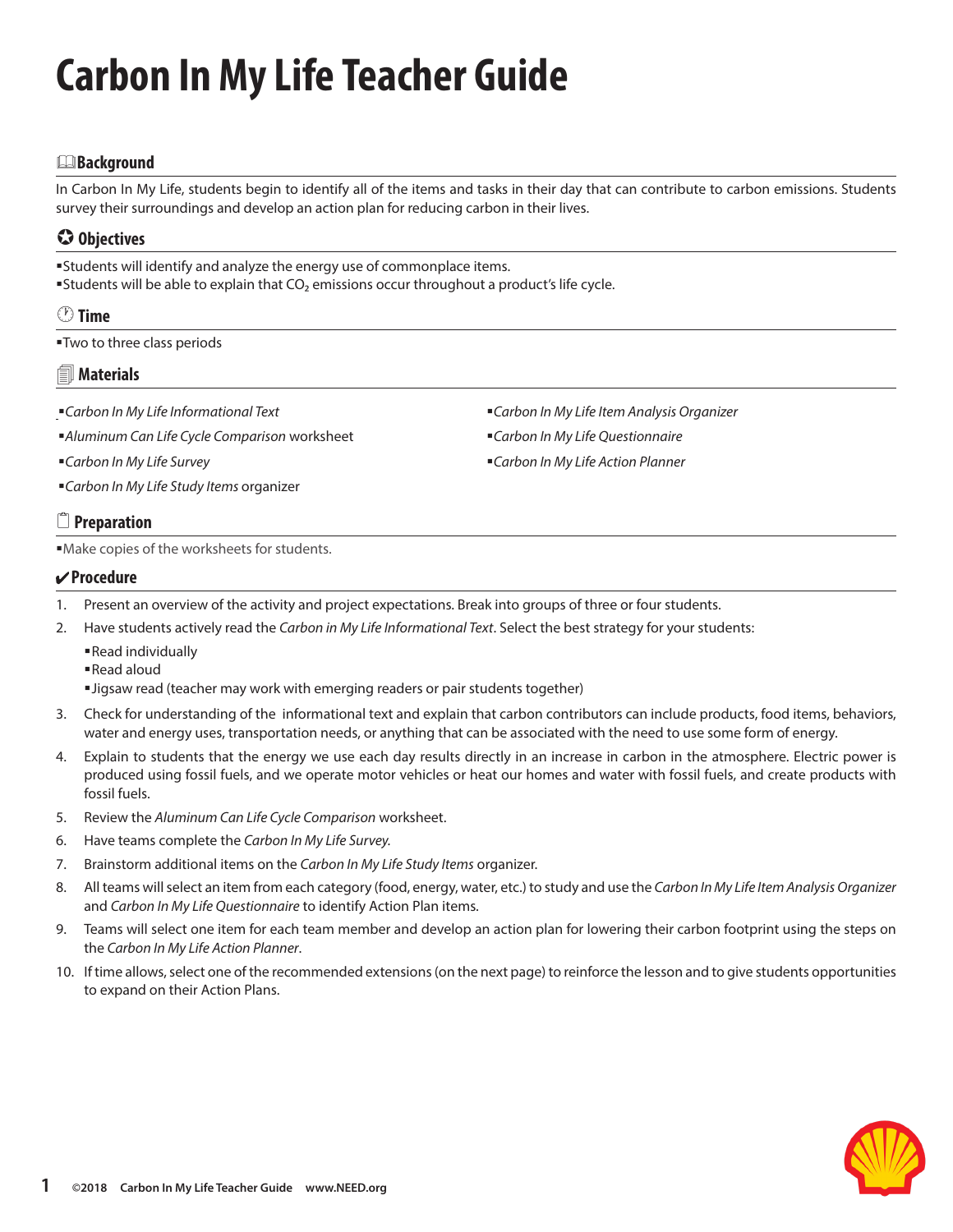# Carbon In My Life Teacher Guide

## Background

In Carbon In My Life, students begin to identify all of the items and tasks in their day that can contribute to carbon emissions. Students survey their surroundings and develop an action plan for reducing carbon in their lives.

## Objectives

- Students will identify and analyze the energy use of commonplace items.
- Students will be able to explain that $CO_2$ emissions occur throughout a product's life cycle.

## Time

- Two to three class periods

## Materials

- *Carbon In My Life Informational Text*
- *Aluminum Can Life Cycle Comparison* worksheet
- *Carbon In My Life Survey*
- *Carbon In My Life Study Items* organizer
- *Carbon In My Life Item Analysis Organizer*
- *Carbon In My Life Questionnaire*
- *Carbon In My Life Action Planner*

## Preparation

- Make copies of the worksheets for students.

## Procedure

1. Present an overview of the activity and project expectations. Break into groups of three or four students.
2. Have students actively read the *Carbon in My Life Informational Text*. Select the best strategy for your students:
   - Read individually
   - Read aloud
   - Jigsaw read (teacher may work with emerging readers or pair students together)
3. Check for understanding of the informational text and explain that carbon contributors can include products, food items, behaviors, water and energy uses, transportation needs, or anything that can be associated with the need to use some form of energy.
4. Explain to students that the energy we use each day results directly in an increase in carbon in the atmosphere. Electric power is produced using fossil fuels, and we operate motor vehicles or heat our homes and water with fossil fuels, and create products with fossil fuels.
5. Review the *Aluminum Can Life Cycle Comparison* worksheet.
6. Have teams complete the *Carbon In My Life Survey*.
7. Brainstorm additional items on the *Carbon In My Life Study Items* organizer.
8. All teams will select an item from each category (food, energy, water, etc.) to study and use the *Carbon In My Life Item Analysis Organizer* and *Carbon In My Life Questionnaire* to identify Action Plan items.
9. Teams will select one item for each team member and develop an action plan for lowering their carbon footprint using the steps on the *Carbon In My Life Action Planner*.
10. If time allows, select one of the recommended extensions (on the next page) to reinforce the lesson and to give students opportunities to expand on their Action Plans.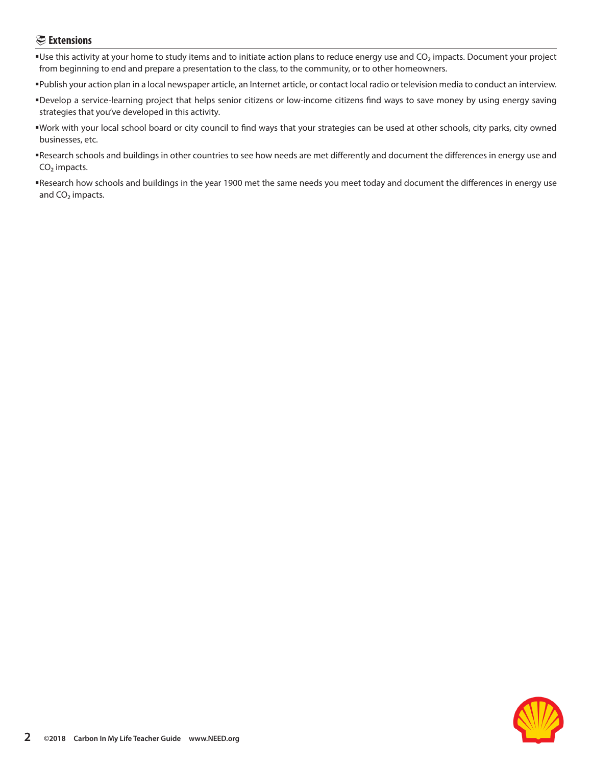## Extensions

- Use this activity at your home to study items and to initiate action plans to reduce energy use and $CO_2$ impacts. Document your project from beginning to end and prepare a presentation to the class, to the community, or to other homeowners.
- Publish your action plan in a local newspaper article, an Internet article, or contact local radio or television media to conduct an interview.
- Develop a service-learning project that helps senior citizens or low-income citizens find ways to save money by using energy saving strategies that you've developed in this activity.
- Work with your local school board or city council to find ways that your strategies can be used at other schools, city parks, city owned businesses, etc.
- Research schools and buildings in other countries to see how needs are met differently and document the differences in energy use and $CO_2$ impacts.
- Research how schools and buildings in the year 1900 met the same needs you meet today and document the differences in energy use and $CO_2$ impacts.